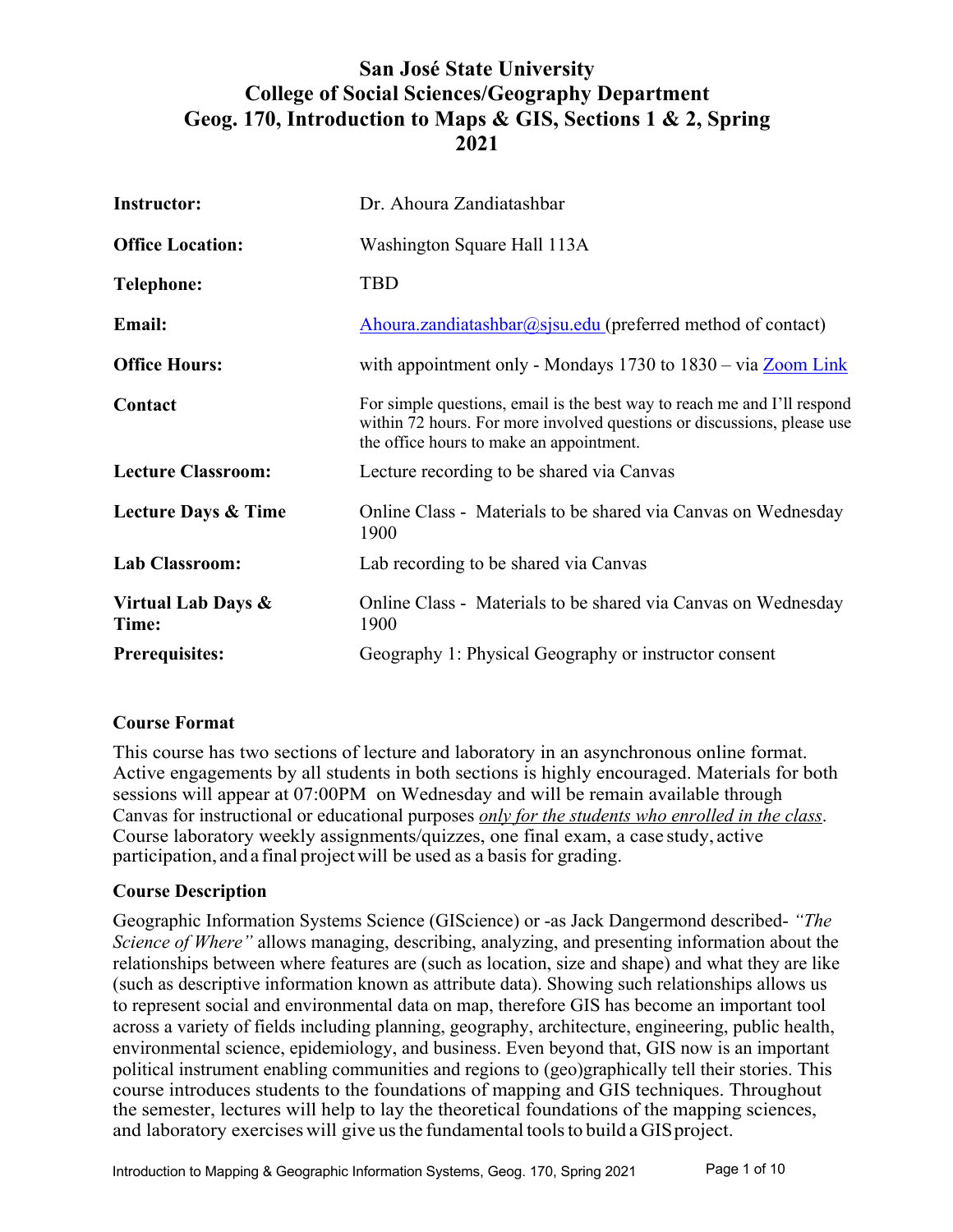# San José State University
# College of Social Sciences/Geography Department
# Geog. 170, Introduction to Maps & GIS, Sections 1 & 2, Spring 2021

| | |
|---|---|
| **Instructor:** | Dr. Ahoura Zandiatashbar |
| **Office Location:** | Washington Square Hall 113A |
| **Telephone:** | TBD |
| **Email:** | Ahoura.zandiatashbar@sjsu.edu (preferred method of contact) |
| **Office Hours:** | with appointment only - Mondays 1730 to 1830 – via Zoom Link |
| **Contact** | For simple questions, email is the best way to reach me and I'll respond within 72 hours. For more involved questions or discussions, please use the office hours to make an appointment. |
| **Lecture Classroom:** | Lecture recording to be shared via Canvas |
| **Lecture Days & Time** | Online Class - Materials to be shared via Canvas on Wednesday 1900 |
| **Lab Classroom:** | Lab recording to be shared via Canvas |
| **Virtual Lab Days & Time:** | Online Class - Materials to be shared via Canvas on Wednesday 1900 |
| **Prerequisites:** | Geography 1: Physical Geography or instructor consent |

### Course Format

This course has two sections of lecture and laboratory in an asynchronous online format. Active engagements by all students in both sections is highly encouraged. Materials for both sessions will appear at 07:00PM on Wednesday and will be remain available through Canvas for instructional or educational purposes *only for the students who enrolled in the class*. Course laboratory weekly assignments/quizzes, one final exam, a case study, active participation, and a final project will be used as a basis for grading.

### Course Description

Geographic Information Systems Science (GIScience) or -as Jack Dangermond described- *"The Science of Where"* allows managing, describing, analyzing, and presenting information about the relationships between where features are (such as location, size and shape) and what they are like (such as descriptive information known as attribute data). Showing such relationships allows us to represent social and environmental data on map, therefore GIS has become an important tool across a variety of fields including planning, geography, architecture, engineering, public health, environmental science, epidemiology, and business. Even beyond that, GIS now is an important political instrument enabling communities and regions to (geo)graphically tell their stories. This course introduces students to the foundations of mapping and GIS techniques. Throughout the semester, lectures will help to lay the theoretical foundations of the mapping sciences, and laboratory exercises will give us the fundamental tools to build a GIS project.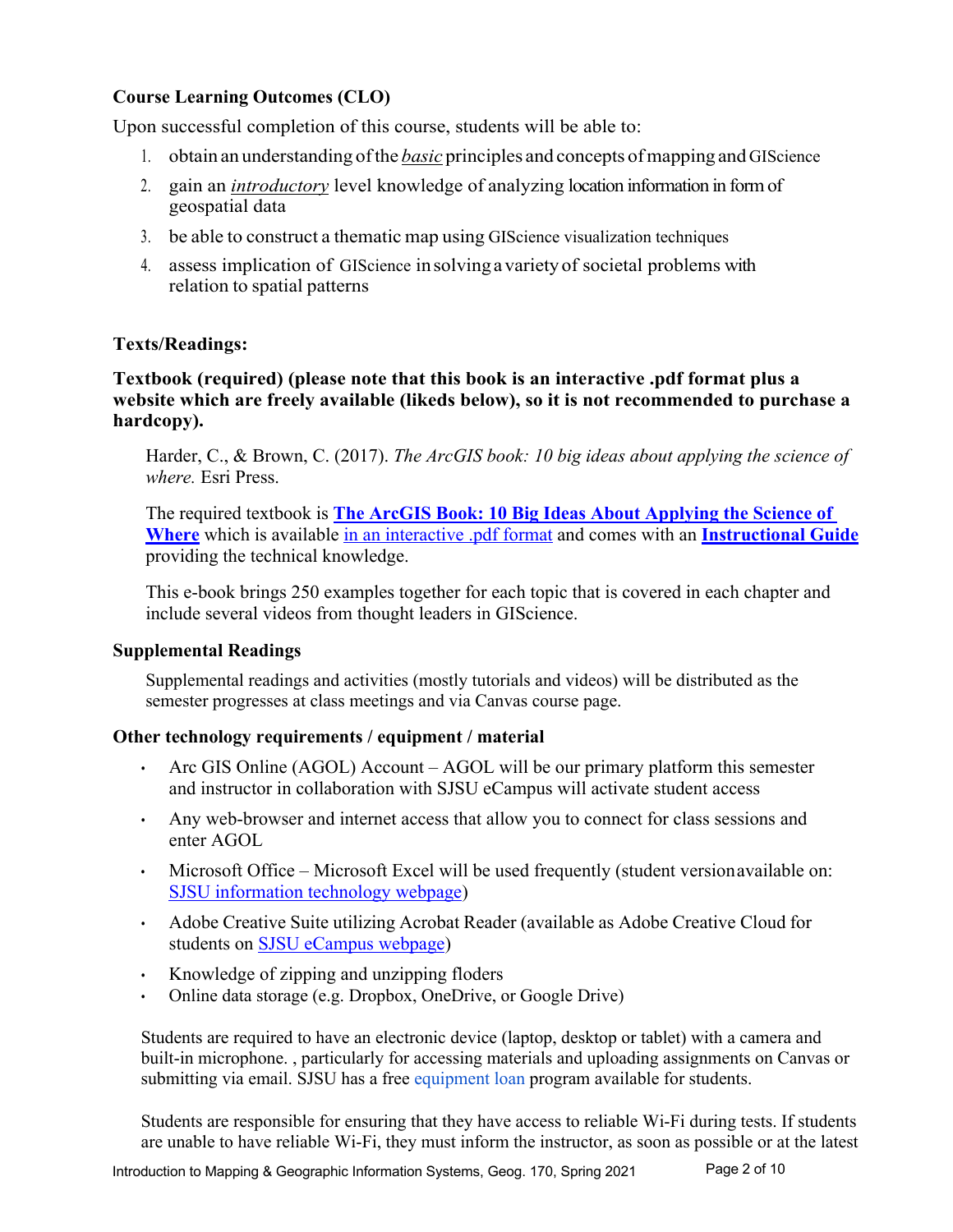### Course Learning Outcomes (CLO)

Upon successful completion of this course, students will be able to:

1. obtain an understanding of the *basic* principles and concepts of mapping and GIScience
2. gain an *introductory* level knowledge of analyzing location information in form of geospatial data
3. be able to construct a thematic map using GIScience visualization techniques
4. assess implication of GIScience in solving a variety of societal problems with relation to spatial patterns

### Texts/Readings:

**Textbook (required) (please note that this book is an interactive .pdf format plus a website which are freely available (likeds below), so it is not recommended to purchase a hardcopy).**

Harder, C., & Brown, C. (2017). *The ArcGIS book: 10 big ideas about applying the science of where.* Esri Press.

The required textbook is **The ArcGIS Book: 10 Big Ideas About Applying the Science of Where** which is available in an interactive .pdf format and comes with an **Instructional Guide** providing the technical knowledge.

This e-book brings 250 examples together for each topic that is covered in each chapter and include several videos from thought leaders in GIScience.

### Supplemental Readings

Supplemental readings and activities (mostly tutorials and videos) will be distributed as the semester progresses at class meetings and via Canvas course page.

### Other technology requirements / equipment / material

- Arc GIS Online (AGOL) Account – AGOL will be our primary platform this semester and instructor in collaboration with SJSU eCampus will activate student access
- Any web-browser and internet access that allow you to connect for class sessions and enter AGOL
- Microsoft Office – Microsoft Excel will be used frequently (student versionavailable on: SJSU information technology webpage)
- Adobe Creative Suite utilizing Acrobat Reader (available as Adobe Creative Cloud for students on SJSU eCampus webpage)
- Knowledge of zipping and unzipping floders
- Online data storage (e.g. Dropbox, OneDrive, or Google Drive)

Students are required to have an electronic device (laptop, desktop or tablet) with a camera and built-in microphone. , particularly for accessing materials and uploading assignments on Canvas or submitting via email. SJSU has a free equipment loan program available for students.

Students are responsible for ensuring that they have access to reliable Wi-Fi during tests. If students are unable to have reliable Wi-Fi, they must inform the instructor, as soon as possible or at the latest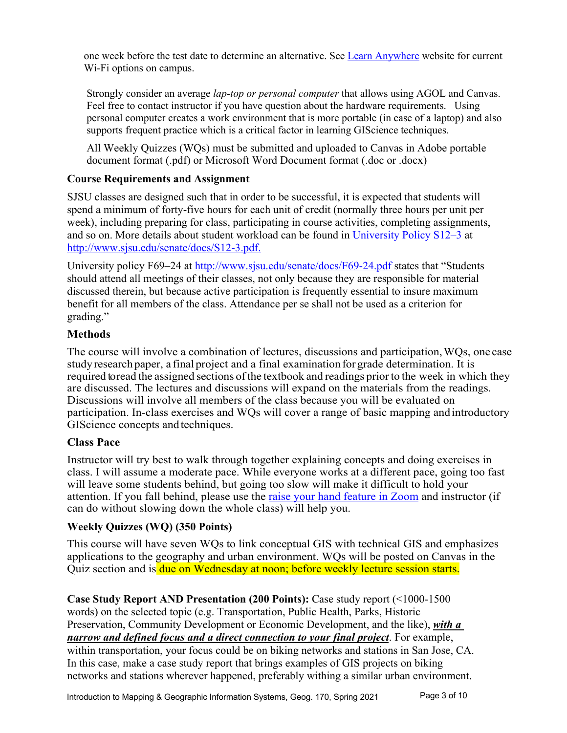one week before the test date to determine an alternative. See [Learn Anywhere](Learn Anywhere) website for current Wi-Fi options on campus.

Strongly consider an average *lap-top or personal computer* that allows using AGOL and Canvas. Feel free to contact instructor if you have question about the hardware requirements. Using personal computer creates a work environment that is more portable (in case of a laptop) and also supports frequent practice which is a critical factor in learning GIScience techniques.

All Weekly Quizzes (WQs) must be submitted and uploaded to Canvas in Adobe portable document format (.pdf) or Microsoft Word Document format (.doc or .docx)

### Course Requirements and Assignment

SJSU classes are designed such that in order to be successful, it is expected that students will spend a minimum of forty-five hours for each unit of credit (normally three hours per unit per week), including preparing for class, participating in course activities, completing assignments, and so on. More details about student workload can be found in University Policy S12–3 at http://www.sjsu.edu/senate/docs/S12-3.pdf.

University policy F69–24 at http://www.sjsu.edu/senate/docs/F69-24.pdf states that "Students should attend all meetings of their classes, not only because they are responsible for material discussed therein, but because active participation is frequently essential to insure maximum benefit for all members of the class. Attendance per se shall not be used as a criterion for grading."

### Methods

The course will involve a combination of lectures, discussions and participation, WQs, one case study research paper, a final project and a final examination for grade determination. It is required to read the assigned sections of the textbook and readings prior to the week in which they are discussed. The lectures and discussions will expand on the materials from the readings. Discussions will involve all members of the class because you will be evaluated on participation. In-class exercises and WQs will cover a range of basic mapping and introductory GIScience concepts and techniques.

### Class Pace

Instructor will try best to walk through together explaining concepts and doing exercises in class. I will assume a moderate pace. While everyone works at a different pace, going too fast will leave some students behind, but going too slow will make it difficult to hold your attention. If you fall behind, please use the [raise your hand feature in Zoom](raise your hand feature in Zoom) and instructor (if can do without slowing down the whole class) will help you.

### Weekly Quizzes (WQ) (350 Points)

This course will have seven WQs to link conceptual GIS with technical GIS and emphasizes applications to the geography and urban environment. WQs will be posted on Canvas in the Quiz section and is due on Wednesday at noon; before weekly lecture session starts.

**Case Study Report AND Presentation (200 Points):** Case study report (<1000-1500 words) on the selected topic (e.g. Transportation, Public Health, Parks, Historic Preservation, Community Development or Economic Development, and the like), ***with a narrow and defined focus and a direct connection to your final project***. For example, within transportation, your focus could be on biking networks and stations in San Jose, CA. In this case, make a case study report that brings examples of GIS projects on biking networks and stations wherever happened, preferably withing a similar urban environment.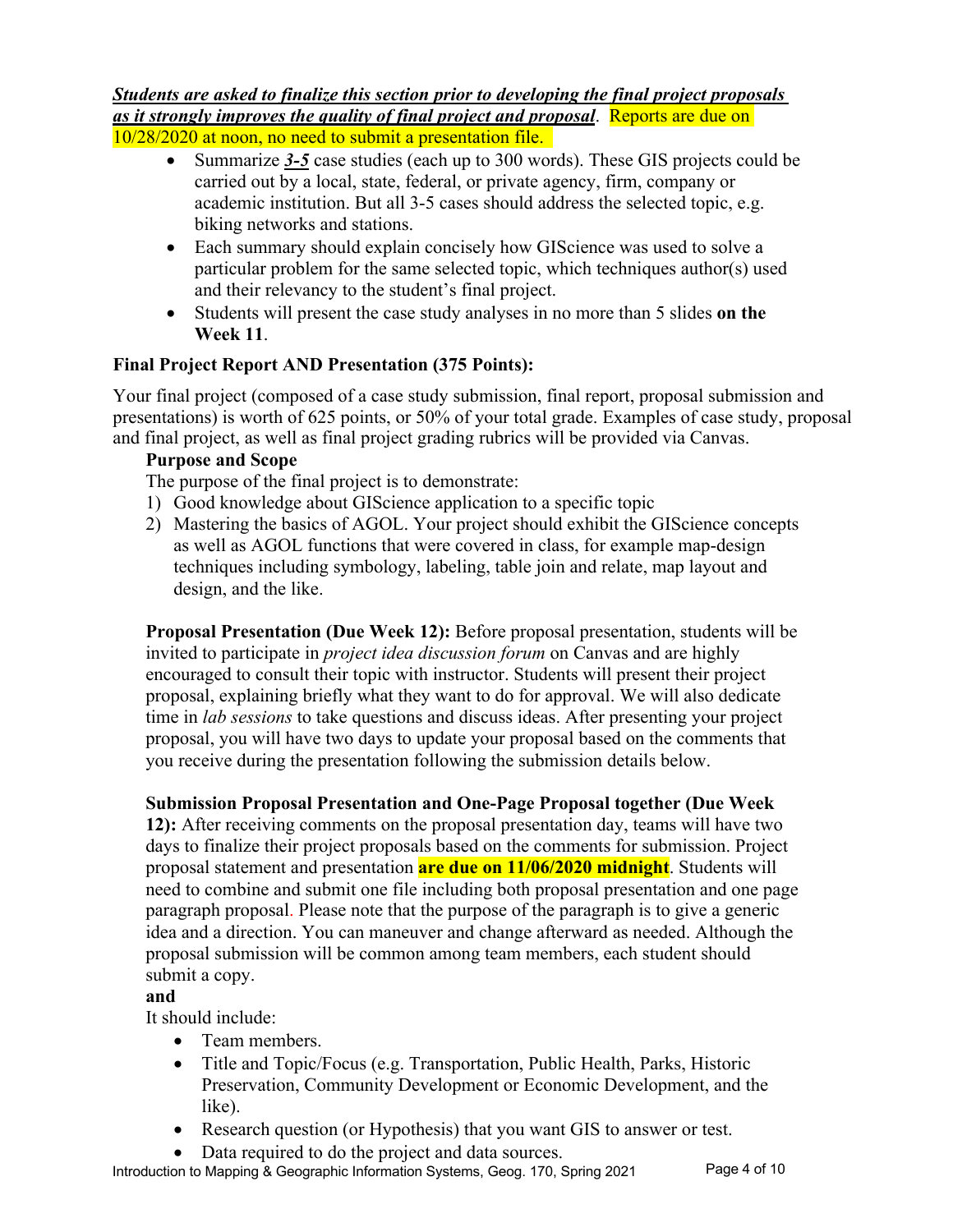***Students are asked to finalize this section prior to developing the final project proposals as it strongly improves the quality of final project and proposal***. Reports are due on 10/28/2020 at noon, no need to submit a presentation file.

- Summarize ***3-5*** case studies (each up to 300 words). These GIS projects could be carried out by a local, state, federal, or private agency, firm, company or academic institution. But all 3-5 cases should address the selected topic, e.g. biking networks and stations.
- Each summary should explain concisely how GIScience was used to solve a particular problem for the same selected topic, which techniques author(s) used and their relevancy to the student's final project.
- Students will present the case study analyses in no more than 5 slides **on the Week 11**.

**Final Project Report AND Presentation (375 Points):**

Your final project (composed of a case study submission, final report, proposal submission and presentations) is worth of 625 points, or 50% of your total grade. Examples of case study, proposal and final project, as well as final project grading rubrics will be provided via Canvas.

**Purpose and Scope**

The purpose of the final project is to demonstrate:

1) Good knowledge about GIScience application to a specific topic
2) Mastering the basics of AGOL. Your project should exhibit the GIScience concepts as well as AGOL functions that were covered in class, for example map-design techniques including symbology, labeling, table join and relate, map layout and design, and the like.

**Proposal Presentation (Due Week 12):** Before proposal presentation, students will be invited to participate in *project idea discussion forum* on Canvas and are highly encouraged to consult their topic with instructor. Students will present their project proposal, explaining briefly what they want to do for approval. We will also dedicate time in *lab sessions* to take questions and discuss ideas. After presenting your project proposal, you will have two days to update your proposal based on the comments that you receive during the presentation following the submission details below.

**Submission Proposal Presentation and One-Page Proposal together (Due Week 12):** After receiving comments on the proposal presentation day, teams will have two days to finalize their project proposals based on the comments for submission. Project proposal statement and presentation **are due on 11/06/2020 midnight**. Students will need to combine and submit one file including both proposal presentation and one page paragraph proposal. Please note that the purpose of the paragraph is to give a generic idea and a direction. You can maneuver and change afterward as needed. Although the proposal submission will be common among team members, each student should submit a copy.

**and**

It should include:

- Team members.
- Title and Topic/Focus (e.g. Transportation, Public Health, Parks, Historic Preservation, Community Development or Economic Development, and the like).
- Research question (or Hypothesis) that you want GIS to answer or test.
- Data required to do the project and data sources.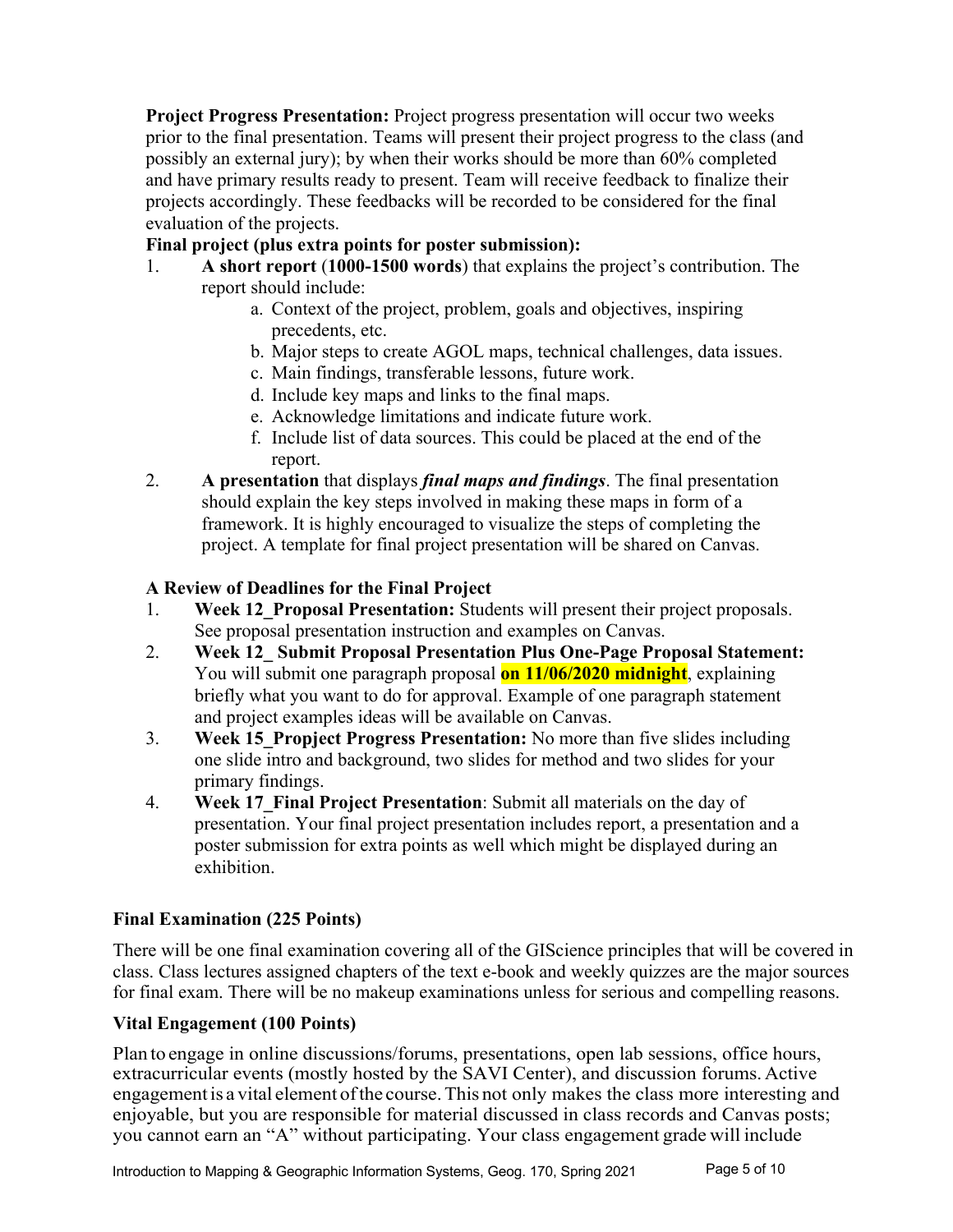**Project Progress Presentation:** Project progress presentation will occur two weeks prior to the final presentation. Teams will present their project progress to the class (and possibly an external jury); by when their works should be more than 60% completed and have primary results ready to present. Team will receive feedback to finalize their projects accordingly. These feedbacks will be recorded to be considered for the final evaluation of the projects.

**Final project (plus extra points for poster submission):**

1. **A short report** (**1000-1500 words**) that explains the project's contribution. The report should include:
   a. Context of the project, problem, goals and objectives, inspiring precedents, etc.
   b. Major steps to create AGOL maps, technical challenges, data issues.
   c. Main findings, transferable lessons, future work.
   d. Include key maps and links to the final maps.
   e. Acknowledge limitations and indicate future work.
   f. Include list of data sources. This could be placed at the end of the report.
2. **A presentation** that displays ***final maps and findings***. The final presentation should explain the key steps involved in making these maps in form of a framework. It is highly encouraged to visualize the steps of completing the project. A template for final project presentation will be shared on Canvas.

**A Review of Deadlines for the Final Project**

1. **Week 12_Proposal Presentation:** Students will present their project proposals. See proposal presentation instruction and examples on Canvas.
2. **Week 12_ Submit Proposal Presentation Plus One-Page Proposal Statement:** You will submit one paragraph proposal **on 11/06/2020 midnight**, explaining briefly what you want to do for approval. Example of one paragraph statement and project examples ideas will be available on Canvas.
3. **Week 15_Propject Progress Presentation:** No more than five slides including one slide intro and background, two slides for method and two slides for your primary findings.
4. **Week 17_Final Project Presentation**: Submit all materials on the day of presentation. Your final project presentation includes report, a presentation and a poster submission for extra points as well which might be displayed during an exhibition.

### Final Examination (225 Points)

There will be one final examination covering all of the GIScience principles that will be covered in class. Class lectures assigned chapters of the text e-book and weekly quizzes are the major sources for final exam. There will be no makeup examinations unless for serious and compelling reasons.

### Vital Engagement (100 Points)

Plan to engage in online discussions/forums, presentations, open lab sessions, office hours, extracurricular events (mostly hosted by the SAVI Center), and discussion forums. Active engagement is a vital element of the course. This not only makes the class more interesting and enjoyable, but you are responsible for material discussed in class records and Canvas posts; you cannot earn an "A" without participating. Your class engagement grade will include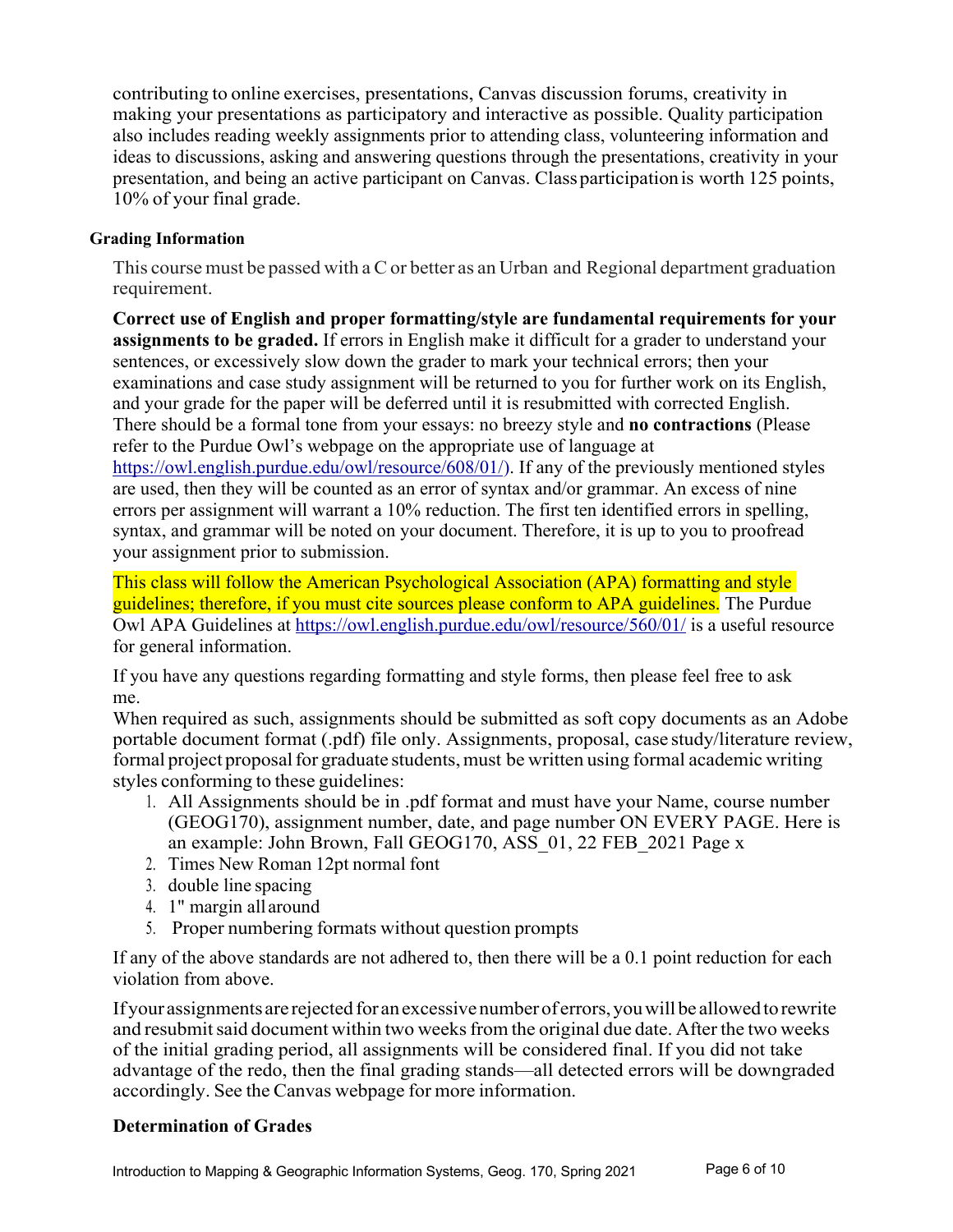contributing to online exercises, presentations, Canvas discussion forums, creativity in making your presentations as participatory and interactive as possible. Quality participation also includes reading weekly assignments prior to attending class, volunteering information and ideas to discussions, asking and answering questions through the presentations, creativity in your presentation, and being an active participant on Canvas. Class participation is worth 125 points, 10% of your final grade.

### Grading Information

This course must be passed with a C or better as an Urban and Regional department graduation requirement.

**Correct use of English and proper formatting/style are fundamental requirements for your assignments to be graded.** If errors in English make it difficult for a grader to understand your sentences, or excessively slow down the grader to mark your technical errors; then your examinations and case study assignment will be returned to you for further work on its English, and your grade for the paper will be deferred until it is resubmitted with corrected English. There should be a formal tone from your essays: no breezy style and **no contractions** (Please refer to the Purdue Owl's webpage on the appropriate use of language at https://owl.english.purdue.edu/owl/resource/608/01/). If any of the previously mentioned styles are used, then they will be counted as an error of syntax and/or grammar. An excess of nine errors per assignment will warrant a 10% reduction. The first ten identified errors in spelling, syntax, and grammar will be noted on your document. Therefore, it is up to you to proofread your assignment prior to submission.

This class will follow the American Psychological Association (APA) formatting and style guidelines; therefore, if you must cite sources please conform to APA guidelines. The Purdue Owl APA Guidelines at https://owl.english.purdue.edu/owl/resource/560/01/ is a useful resource for general information.

If you have any questions regarding formatting and style forms, then please feel free to ask me.

When required as such, assignments should be submitted as soft copy documents as an Adobe portable document format (.pdf) file only. Assignments, proposal, case study/literature review, formal project proposal for graduate students, must be written using formal academic writing styles conforming to these guidelines:

1. All Assignments should be in .pdf format and must have your Name, course number (GEOG170), assignment number, date, and page number ON EVERY PAGE. Here is an example: John Brown, Fall GEOG170, ASS_01, 22 FEB_2021 Page x
2. Times New Roman 12pt normal font
3. double line spacing
4. 1" margin all around
5. Proper numbering formats without question prompts

If any of the above standards are not adhered to, then there will be a 0.1 point reduction for each violation from above.

If your assignments are rejected for an excessive number of errors, you will be allowed to rewrite and resubmit said document within two weeks from the original due date. After the two weeks of the initial grading period, all assignments will be considered final. If you did not take advantage of the redo, then the final grading stands—all detected errors will be downgraded accordingly. See the Canvas webpage for more information.

### Determination of Grades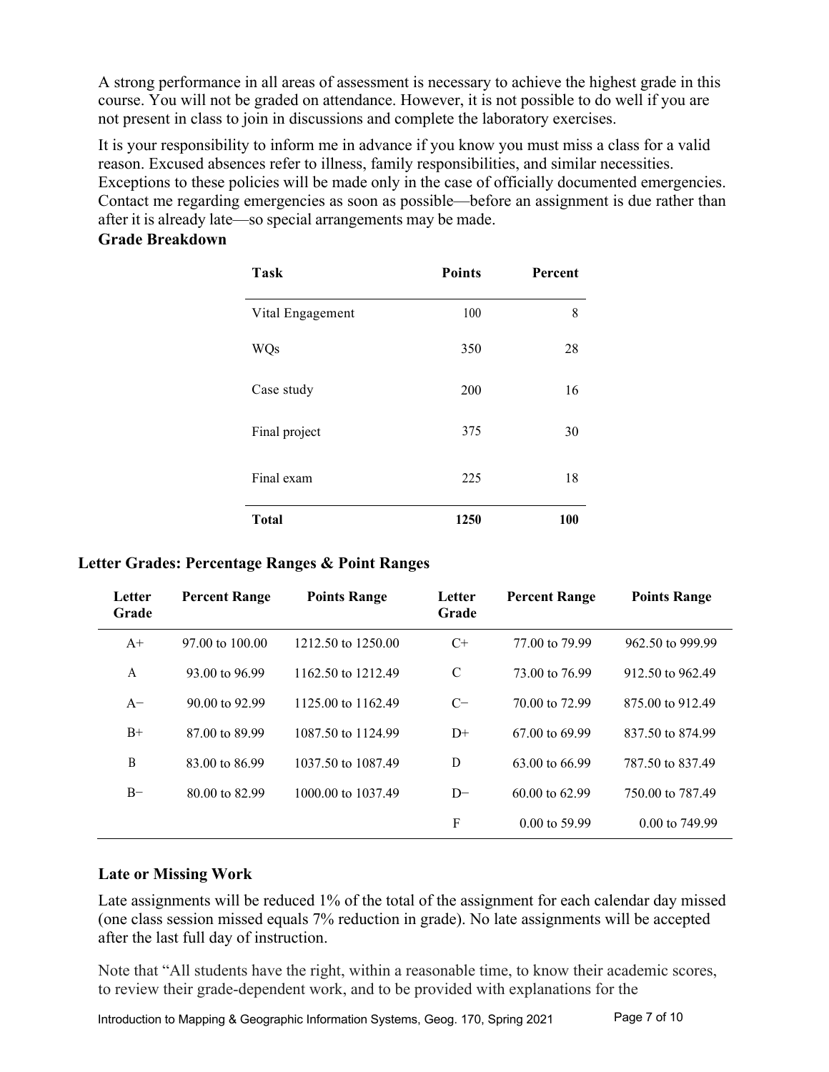A strong performance in all areas of assessment is necessary to achieve the highest grade in this course. You will not be graded on attendance. However, it is not possible to do well if you are not present in class to join in discussions and complete the laboratory exercises.

It is your responsibility to inform me in advance if you know you must miss a class for a valid reason. Excused absences refer to illness, family responsibilities, and similar necessities. Exceptions to these policies will be made only in the case of officially documented emergencies. Contact me regarding emergencies as soon as possible—before an assignment is due rather than after it is already late—so special arrangements may be made.

**Grade Breakdown**

| Task | Points | Percent |
|---|---|---|
| Vital Engagement | 100 | 8 |
| WQs | 350 | 28 |
| Case study | 200 | 16 |
| Final project | 375 | 30 |
| Final exam | 225 | 18 |
| **Total** | **1250** | **100** |

**Letter Grades: Percentage Ranges & Point Ranges**

| Letter Grade | Percent Range | Points Range | Letter Grade | Percent Range | Points Range |
|---|---|---|---|---|---|
| A+ | 97.00 to 100.00 | 1212.50 to 1250.00 | C+ | 77.00 to 79.99 | 962.50 to 999.99 |
| A | 93.00 to 96.99 | 1162.50 to 1212.49 | C | 73.00 to 76.99 | 912.50 to 962.49 |
| A− | 90.00 to 92.99 | 1125.00 to 1162.49 | C− | 70.00 to 72.99 | 875.00 to 912.49 |
| B+ | 87.00 to 89.99 | 1087.50 to 1124.99 | D+ | 67.00 to 69.99 | 837.50 to 874.99 |
| B | 83.00 to 86.99 | 1037.50 to 1087.49 | D | 63.00 to 66.99 | 787.50 to 837.49 |
| B− | 80.00 to 82.99 | 1000.00 to 1037.49 | D− | 60.00 to 62.99 | 750.00 to 787.49 |
| | | | F | 0.00 to 59.99 | 0.00 to 749.99 |

**Late or Missing Work**

Late assignments will be reduced 1% of the total of the assignment for each calendar day missed (one class session missed equals 7% reduction in grade). No late assignments will be accepted after the last full day of instruction.

Note that "All students have the right, within a reasonable time, to know their academic scores, to review their grade-dependent work, and to be provided with explanations for the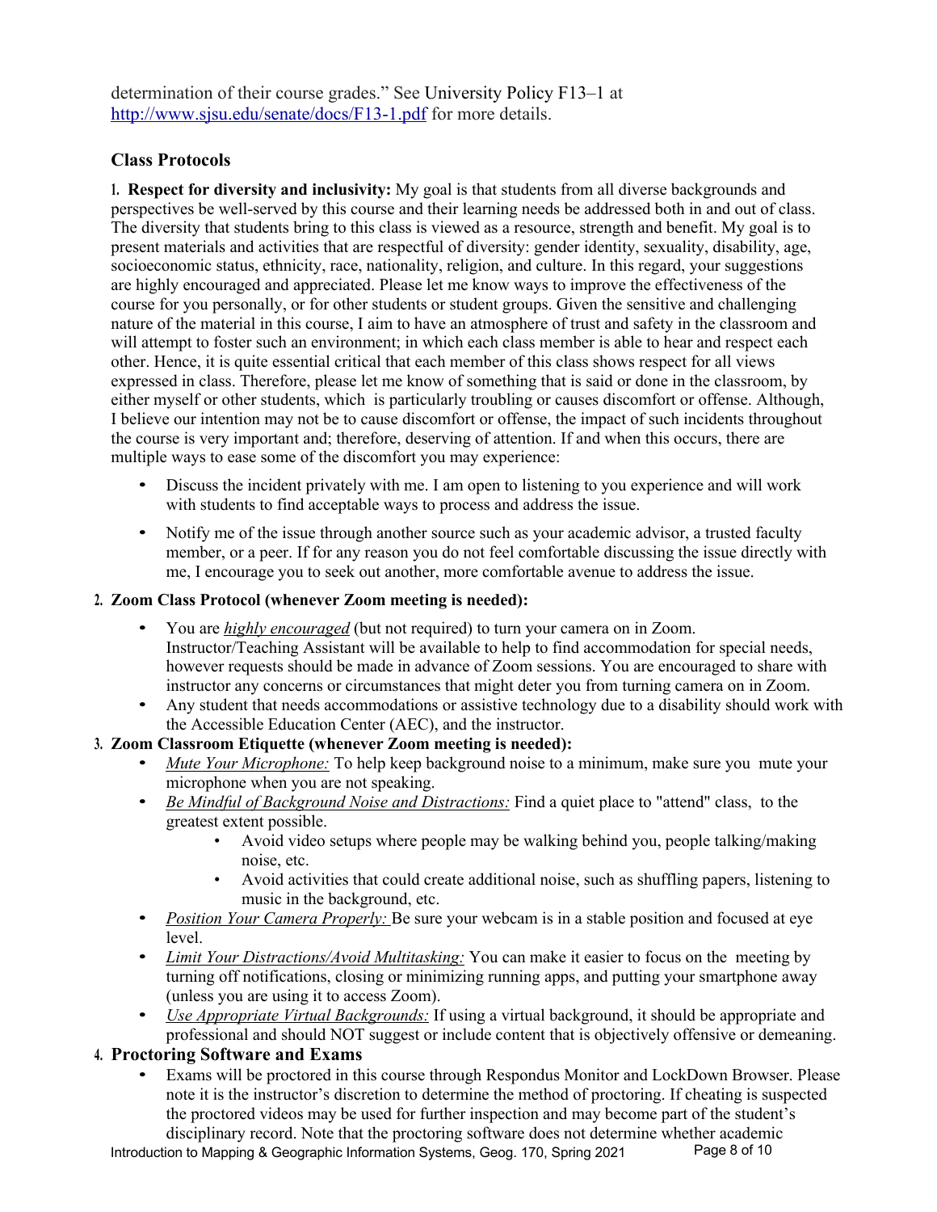determination of their course grades." See University Policy F13–1 at http://www.sjsu.edu/senate/docs/F13-1.pdf for more details.

## Class Protocols

1. **Respect for diversity and inclusivity:** My goal is that students from all diverse backgrounds and perspectives be well-served by this course and their learning needs be addressed both in and out of class. The diversity that students bring to this class is viewed as a resource, strength and benefit. My goal is to present materials and activities that are respectful of diversity: gender identity, sexuality, disability, age, socioeconomic status, ethnicity, race, nationality, religion, and culture. In this regard, your suggestions are highly encouraged and appreciated. Please let me know ways to improve the effectiveness of the course for you personally, or for other students or student groups. Given the sensitive and challenging nature of the material in this course, I aim to have an atmosphere of trust and safety in the classroom and will attempt to foster such an environment; in which each class member is able to hear and respect each other. Hence, it is quite essential critical that each member of this class shows respect for all views expressed in class. Therefore, please let me know of something that is said or done in the classroom, by either myself or other students, which is particularly troubling or causes discomfort or offense. Although, I believe our intention may not be to cause discomfort or offense, the impact of such incidents throughout the course is very important and; therefore, deserving of attention. If and when this occurs, there are multiple ways to ease some of the discomfort you may experience:

   - Discuss the incident privately with me. I am open to listening to you experience and will work with students to find acceptable ways to process and address the issue.
   - Notify me of the issue through another source such as your academic advisor, a trusted faculty member, or a peer. If for any reason you do not feel comfortable discussing the issue directly with me, I encourage you to seek out another, more comfortable avenue to address the issue.

2. **Zoom Class Protocol (whenever Zoom meeting is needed):**
   - You are ***highly encouraged*** (but not required) to turn your camera on in Zoom. Instructor/Teaching Assistant will be available to help to find accommodation for special needs, however requests should be made in advance of Zoom sessions. You are encouraged to share with instructor any concerns or circumstances that might deter you from turning camera on in Zoom.
   - Any student that needs accommodations or assistive technology due to a disability should work with the Accessible Education Center (AEC), and the instructor.

3. **Zoom Classroom Etiquette (whenever Zoom meeting is needed):**
   - *Mute Your Microphone:* To help keep background noise to a minimum, make sure you mute your microphone when you are not speaking.
   - *Be Mindful of Background Noise and Distractions:* Find a quiet place to "attend" class, to the greatest extent possible.
     - Avoid video setups where people may be walking behind you, people talking/making noise, etc.
     - Avoid activities that could create additional noise, such as shuffling papers, listening to music in the background, etc.
   - *Position Your Camera Properly:* Be sure your webcam is in a stable position and focused at eye level.
   - *Limit Your Distractions/Avoid Multitasking:* You can make it easier to focus on the meeting by turning off notifications, closing or minimizing running apps, and putting your smartphone away (unless you are using it to access Zoom).
   - *Use Appropriate Virtual Backgrounds:* If using a virtual background, it should be appropriate and professional and should NOT suggest or include content that is objectively offensive or demeaning.

4. **Proctoring Software and Exams**
   - Exams will be proctored in this course through Respondus Monitor and LockDown Browser. Please note it is the instructor's discretion to determine the method of proctoring. If cheating is suspected the proctored videos may be used for further inspection and may become part of the student's disciplinary record. Note that the proctoring software does not determine whether academic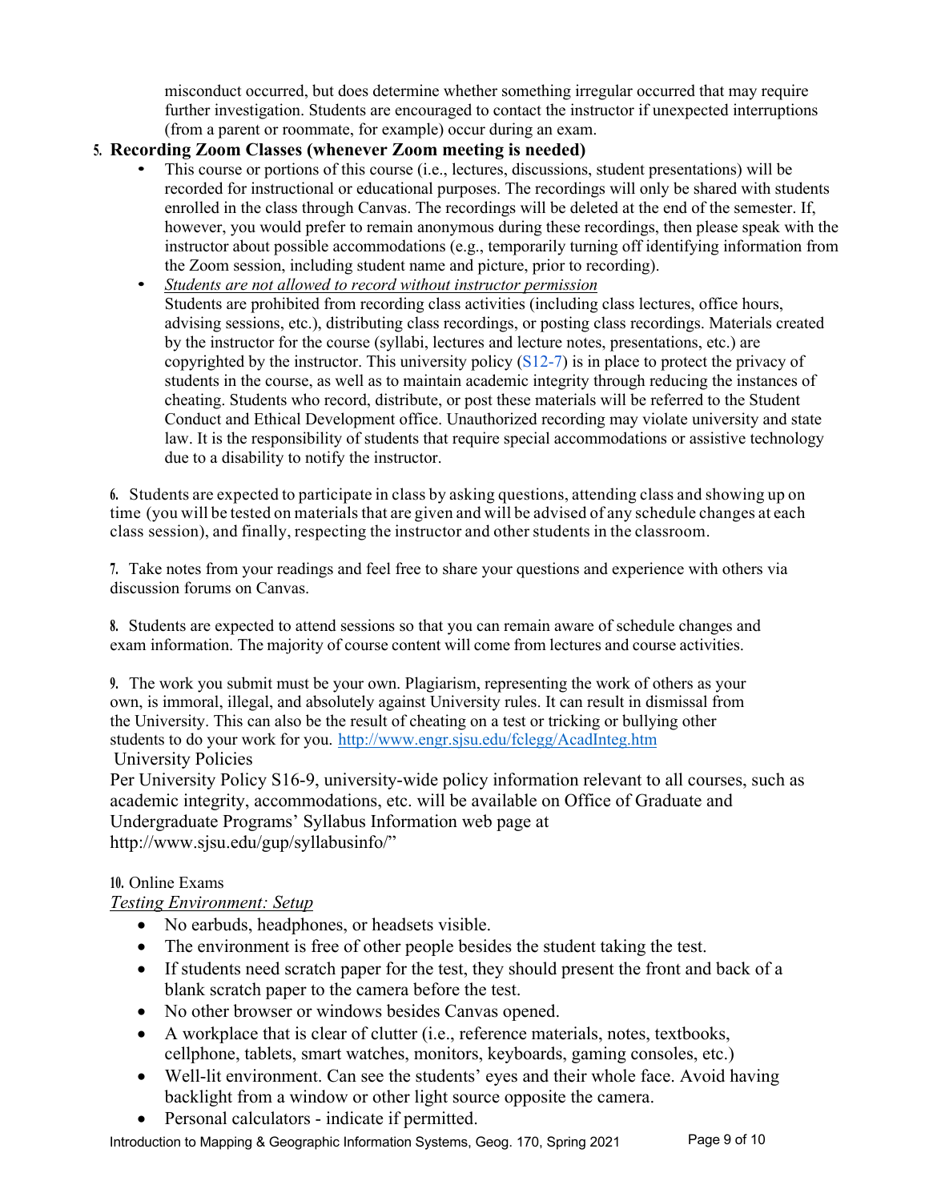misconduct occurred, but does determine whether something irregular occurred that may require further investigation. Students are encouraged to contact the instructor if unexpected interruptions (from a parent or roommate, for example) occur during an exam.

5. **Recording Zoom Classes (whenever Zoom meeting is needed)**
   - This course or portions of this course (i.e., lectures, discussions, student presentations) will be recorded for instructional or educational purposes. The recordings will only be shared with students enrolled in the class through Canvas. The recordings will be deleted at the end of the semester. If, however, you would prefer to remain anonymous during these recordings, then please speak with the instructor about possible accommodations (e.g., temporarily turning off identifying information from the Zoom session, including student name and picture, prior to recording).
   - *Students are not allowed to record without instructor permission*
     Students are prohibited from recording class activities (including class lectures, office hours, advising sessions, etc.), distributing class recordings, or posting class recordings. Materials created by the instructor for the course (syllabi, lectures and lecture notes, presentations, etc.) are copyrighted by the instructor. This university policy (S12-7) is in place to protect the privacy of students in the course, as well as to maintain academic integrity through reducing the instances of cheating. Students who record, distribute, or post these materials will be referred to the Student Conduct and Ethical Development office. Unauthorized recording may violate university and state law. It is the responsibility of students that require special accommodations or assistive technology due to a disability to notify the instructor.

6. Students are expected to participate in class by asking questions, attending class and showing up on time (you will be tested on materials that are given and will be advised of any schedule changes at each class session), and finally, respecting the instructor and other students in the classroom.

7. Take notes from your readings and feel free to share your questions and experience with others via discussion forums on Canvas.

8. Students are expected to attend sessions so that you can remain aware of schedule changes and exam information. The majority of course content will come from lectures and course activities.

9. The work you submit must be your own. Plagiarism, representing the work of others as your own, is immoral, illegal, and absolutely against University rules. It can result in dismissal from the University. This can also be the result of cheating on a test or tricking or bullying other students to do your work for you. http://www.engr.sjsu.edu/fclegg/AcadInteg.htm
   University Policies
   Per University Policy S16-9, university-wide policy information relevant to all courses, such as academic integrity, accommodations, etc. will be available on Office of Graduate and Undergraduate Programs' Syllabus Information web page at http://www.sjsu.edu/gup/syllabusinfo/"

10. Online Exams

*Testing Environment: Setup*

- No earbuds, headphones, or headsets visible.
- The environment is free of other people besides the student taking the test.
- If students need scratch paper for the test, they should present the front and back of a blank scratch paper to the camera before the test.
- No other browser or windows besides Canvas opened.
- A workplace that is clear of clutter (i.e., reference materials, notes, textbooks, cellphone, tablets, smart watches, monitors, keyboards, gaming consoles, etc.)
- Well-lit environment. Can see the students' eyes and their whole face. Avoid having backlight from a window or other light source opposite the camera.
- Personal calculators - indicate if permitted.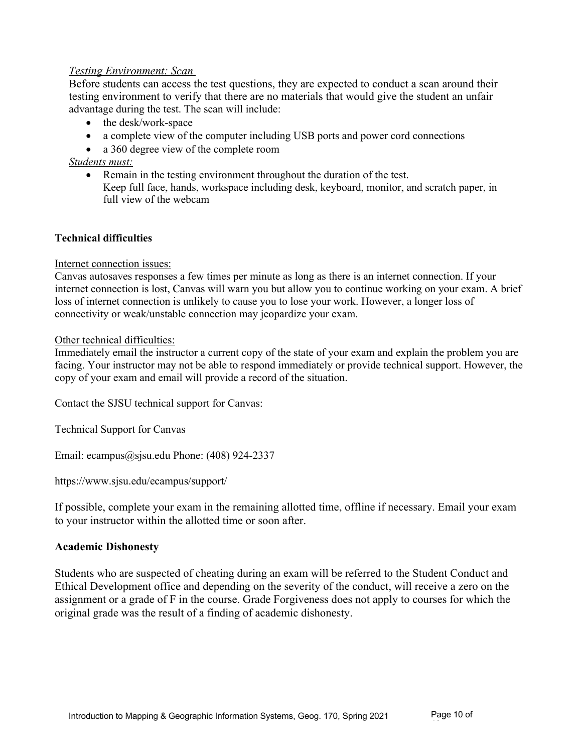*Testing Environment: Scan*

Before students can access the test questions, they are expected to conduct a scan around their testing environment to verify that there are no materials that would give the student an unfair advantage during the test. The scan will include:

- the desk/work-space
- a complete view of the computer including USB ports and power cord connections
- a 360 degree view of the complete room

*Students must:*

- Remain in the testing environment throughout the duration of the test.
  Keep full face, hands, workspace including desk, keyboard, monitor, and scratch paper, in full view of the webcam

**Technical difficulties**

Internet connection issues:

Canvas autosaves responses a few times per minute as long as there is an internet connection. If your internet connection is lost, Canvas will warn you but allow you to continue working on your exam. A brief loss of internet connection is unlikely to cause you to lose your work. However, a longer loss of connectivity or weak/unstable connection may jeopardize your exam.

Other technical difficulties:

Immediately email the instructor a current copy of the state of your exam and explain the problem you are facing. Your instructor may not be able to respond immediately or provide technical support. However, the copy of your exam and email will provide a record of the situation.

Contact the SJSU technical support for Canvas:

Technical Support for Canvas

Email: ecampus@sjsu.edu Phone: (408) 924-2337

https://www.sjsu.edu/ecampus/support/

If possible, complete your exam in the remaining allotted time, offline if necessary. Email your exam to your instructor within the allotted time or soon after.

**Academic Dishonesty**

Students who are suspected of cheating during an exam will be referred to the Student Conduct and Ethical Development office and depending on the severity of the conduct, will receive a zero on the assignment or a grade of F in the course. Grade Forgiveness does not apply to courses for which the original grade was the result of a finding of academic dishonesty.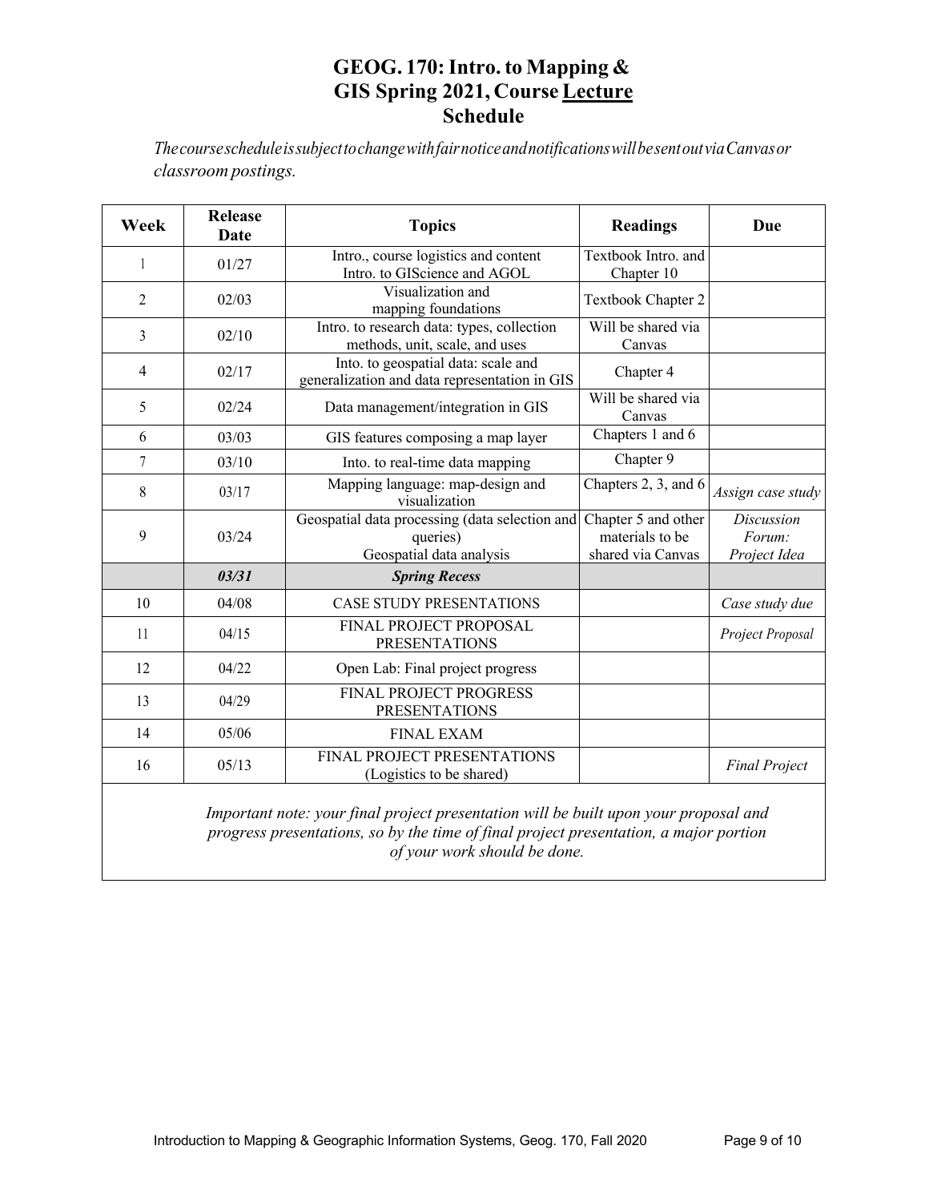# GEOG. 170: Intro. to Mapping & GIS Spring 2021, Course **Lecture** Schedule

*The course schedule is subject to change with fair notice and notifications will be sent out via Canvas or classroom postings.*

| Week | Release Date | Topics | Readings | Due |
|---|---|---|---|---|
| 1 | 01/27 | Intro., course logistics and content Intro. to GIScience and AGOL | Textbook Intro. and Chapter 10 | |
| 2 | 02/03 | Visualization and mapping foundations | Textbook Chapter 2 | |
| 3 | 02/10 | Intro. to research data: types, collection methods, unit, scale, and uses | Will be shared via Canvas | |
| 4 | 02/17 | Into. to geospatial data: scale and generalization and data representation in GIS | Chapter 4 | |
| 5 | 02/24 | Data management/integration in GIS | Will be shared via Canvas | |
| 6 | 03/03 | GIS features composing a map layer | Chapters 1 and 6 | |
| 7 | 03/10 | Into. to real-time data mapping | Chapter 9 | |
| 8 | 03/17 | Mapping language: map-design and visualization | Chapters 2, 3, and 6 | *Assign case study* |
| 9 | 03/24 | Geospatial data processing (data selection and queries) Geospatial data analysis | Chapter 5 and other materials to be shared via Canvas | *Discussion Forum: Project Idea* |
| | ***03/31*** | ***Spring Recess*** | | |
| 10 | 04/08 | CASE STUDY PRESENTATIONS | | *Case study due* |
| 11 | 04/15 | FINAL PROJECT PROPOSAL PRESENTATIONS | | *Project Proposal* |
| 12 | 04/22 | Open Lab: Final project progress | | |
| 13 | 04/29 | FINAL PROJECT PROGRESS PRESENTATIONS | | |
| 14 | 05/06 | FINAL EXAM | | |
| 16 | 05/13 | FINAL PROJECT PRESENTATIONS (Logistics to be shared) | | *Final Project* |

*Important note: your final project presentation will be built upon your proposal and progress presentations, so by the time of final project presentation, a major portion of your work should be done.*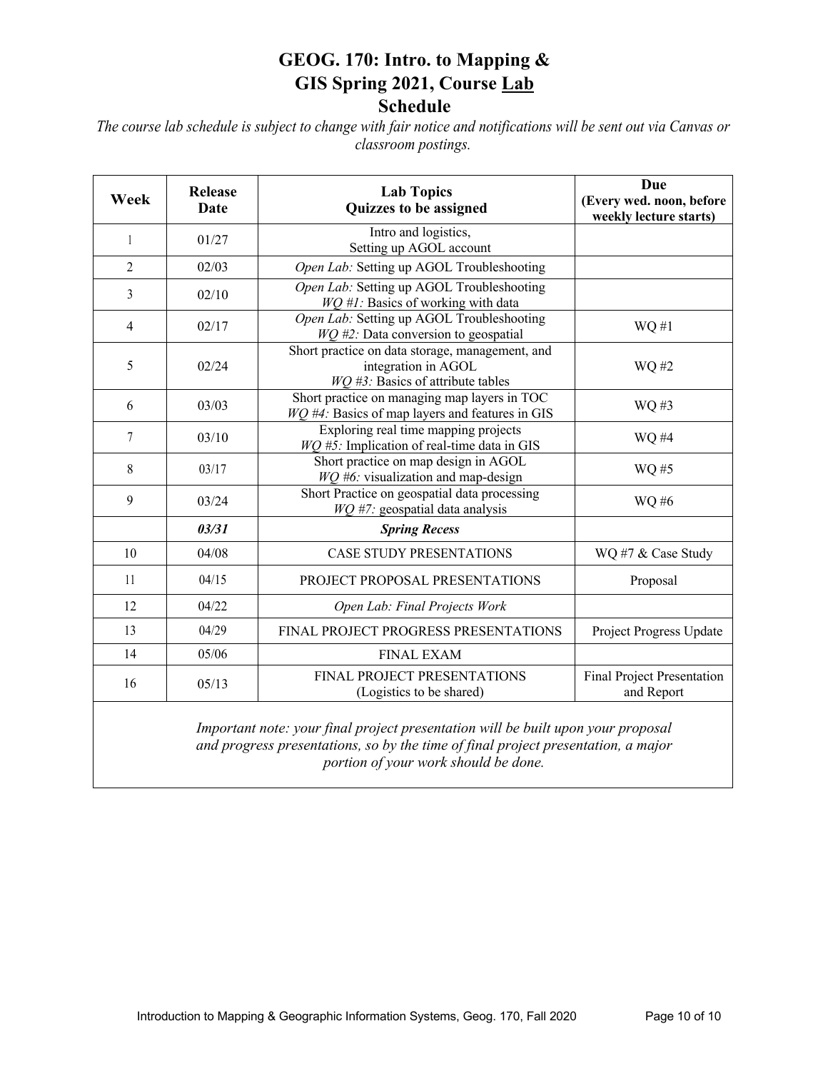# GEOG. 170: Intro. to Mapping & GIS Spring 2021, Course Lab Schedule

*The course lab schedule is subject to change with fair notice and notifications will be sent out via Canvas or classroom postings.*

| Week | Release Date | Lab Topics<br>Quizzes to be assigned | Due<br>(Every wed. noon, before weekly lecture starts) |
|---|---|---|---|
| 1 | 01/27 | Intro and logistics,<br>Setting up AGOL account | |
| 2 | 02/03 | *Open Lab:* Setting up AGOL Troubleshooting | |
| 3 | 02/10 | *Open Lab:* Setting up AGOL Troubleshooting<br>*WQ #1:* Basics of working with data | |
| 4 | 02/17 | *Open Lab:* Setting up AGOL Troubleshooting<br>*WQ #2:* Data conversion to geospatial | WQ #1 |
| 5 | 02/24 | Short practice on data storage, management, and integration in AGOL<br>*WQ #3:* Basics of attribute tables | WQ #2 |
| 6 | 03/03 | Short practice on managing map layers in TOC<br>*WQ #4:* Basics of map layers and features in GIS | WQ #3 |
| 7 | 03/10 | Exploring real time mapping projects<br>*WQ #5:* Implication of real-time data in GIS | WQ #4 |
| 8 | 03/17 | Short practice on map design in AGOL<br>*WQ #6:* visualization and map-design | WQ #5 |
| 9 | 03/24 | Short Practice on geospatial data processing<br>*WQ #7:* geospatial data analysis | WQ #6 |
| | ***03/31*** | ***Spring Recess*** | |
| 10 | 04/08 | CASE STUDY PRESENTATIONS | WQ #7 & Case Study |
| 11 | 04/15 | PROJECT PROPOSAL PRESENTATIONS | Proposal |
| 12 | 04/22 | *Open Lab: Final Projects Work* | |
| 13 | 04/29 | FINAL PROJECT PROGRESS PRESENTATIONS | Project Progress Update |
| 14 | 05/06 | FINAL EXAM | |
| 16 | 05/13 | FINAL PROJECT PRESENTATIONS<br>(Logistics to be shared) | Final Project Presentation and Report |

*Important note: your final project presentation will be built upon your proposal and progress presentations, so by the time of final project presentation, a major portion of your work should be done.*